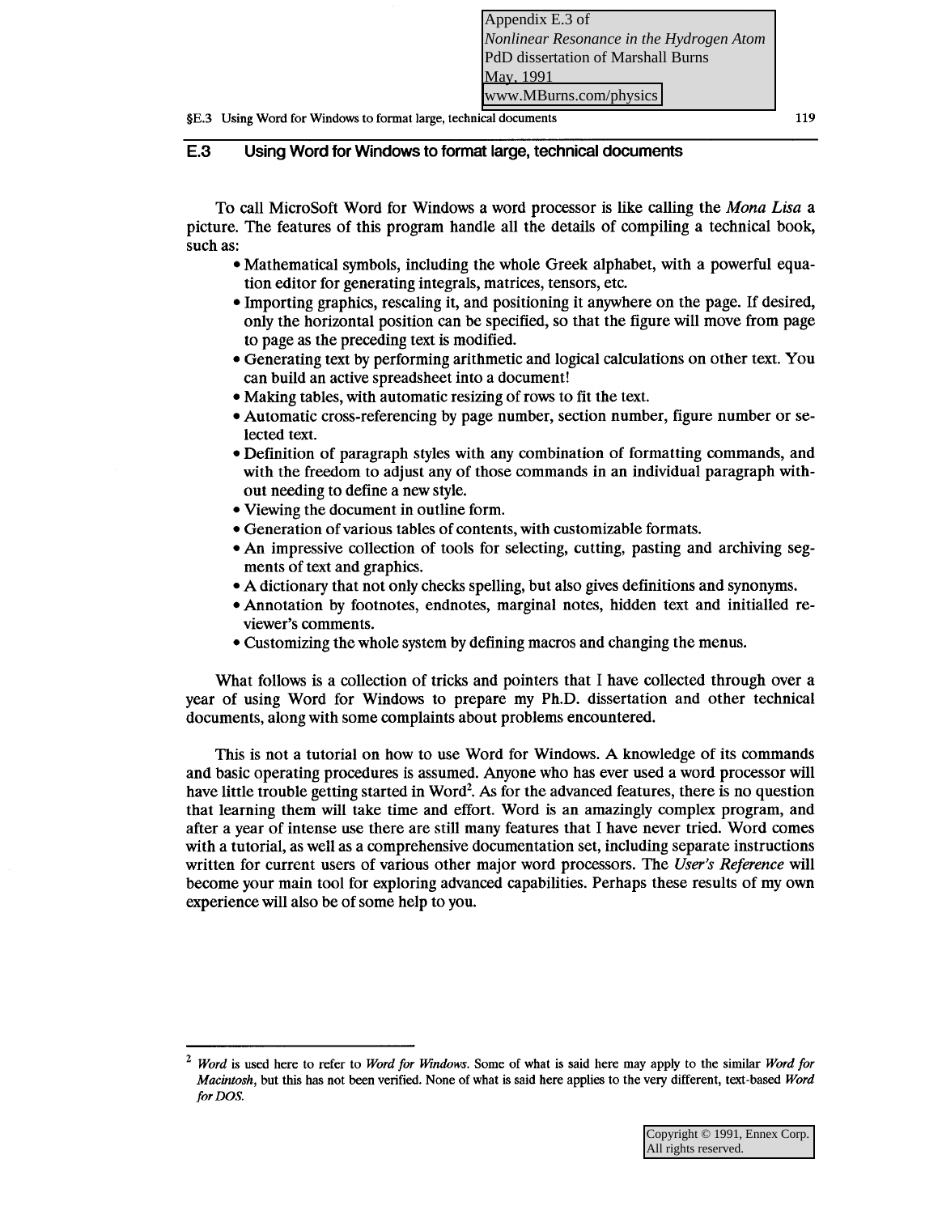Appendix E.3 of
*Nonlinear Resonance in the Hydrogen Atom*
PdD dissertation of Marshall Burns
May, 1991
www.MBurns.com/physics

## E.3 Using Word for Windows to format large, technical documents

To call MicroSoft Word for Windows a word processor is like calling the *Mona Lisa* a picture. The features of this program handle all the details of compiling a technical book, such as:

- Mathematical symbols, including the whole Greek alphabet, with a powerful equation editor for generating integrals, matrices, tensors, etc.
- Importing graphics, rescaling it, and positioning it anywhere on the page. If desired, only the horizontal position can be specified, so that the figure will move from page to page as the preceding text is modified.
- Generating text by performing arithmetic and logical calculations on other text. You can build an active spreadsheet into a document!
- Making tables, with automatic resizing of rows to fit the text.
- Automatic cross-referencing by page number, section number, figure number or selected text.
- Definition of paragraph styles with any combination of formatting commands, and with the freedom to adjust any of those commands in an individual paragraph without needing to define a new style.
- Viewing the document in outline form.
- Generation of various tables of contents, with customizable formats.
- An impressive collection of tools for selecting, cutting, pasting and archiving segments of text and graphics.
- A dictionary that not only checks spelling, but also gives definitions and synonyms.
- Annotation by footnotes, endnotes, marginal notes, hidden text and initialled reviewer's comments.
- Customizing the whole system by defining macros and changing the menus.

What follows is a collection of tricks and pointers that I have collected through over a year of using Word for Windows to prepare my Ph.D. dissertation and other technical documents, along with some complaints about problems encountered.

This is not a tutorial on how to use Word for Windows. A knowledge of its commands and basic operating procedures is assumed. Anyone who has ever used a word processor will have little trouble getting started in Word[2]. As for the advanced features, there is no question that learning them will take time and effort. Word is an amazingly complex program, and after a year of intense use there are still many features that I have never tried. Word comes with a tutorial, as well as a comprehensive documentation set, including separate instructions written for current users of various other major word processors. The *User's Reference* will become your main tool for exploring advanced capabilities. Perhaps these results of my own experience will also be of some help to you.

---

[2] *Word* is used here to refer to *Word for Windows*. Some of what is said here may apply to the similar *Word for Macintosh*, but this has not been verified. None of what is said here applies to the very different, text-based *Word for DOS*.

Copyright © 1991, Ennex Corp.
All rights reserved.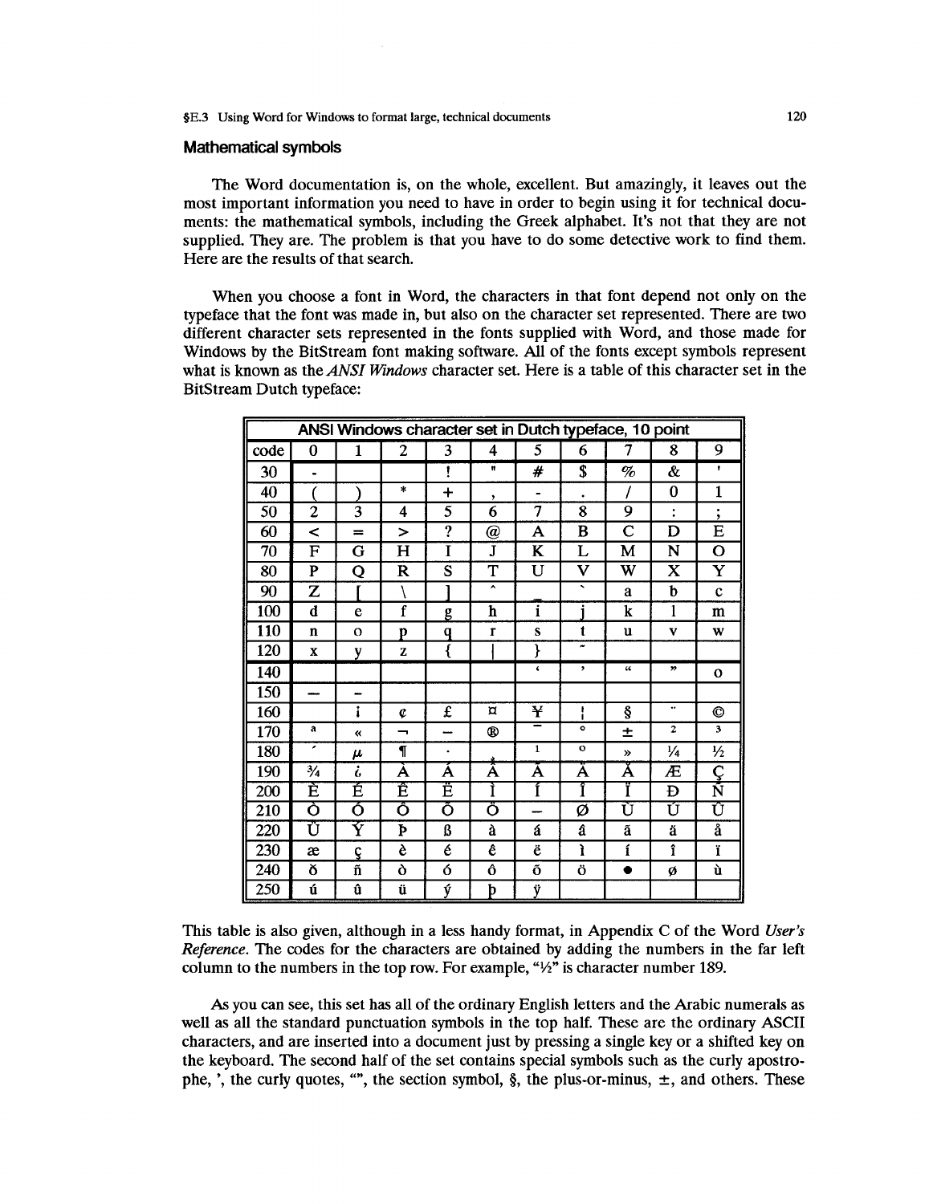## Mathematical symbols

The Word documentation is, on the whole, excellent. But amazingly, it leaves out the most important information you need to have in order to begin using it for technical documents: the mathematical symbols, including the Greek alphabet. It's not that they are not supplied. They are. The problem is that you have to do some detective work to find them. Here are the results of that search.

When you choose a font in Word, the characters in that font depend not only on the typeface that the font was made in, but also on the character set represented. There are two different character sets represented in the fonts supplied with Word, and those made for Windows by the BitStream font making software. All of the fonts except symbols represent what is known as the *ANSI Windows* character set. Here is a table of this character set in the BitStream Dutch typeface:

| ANSI Windows character set in Dutch typeface, 10 point | | | | | | | | | | |
|---|---|---|---|---|---|---|---|---|---|---|
| code | 0 | 1 | 2 | 3 | 4 | 5 | 6 | 7 | 8 | 9 |
| 30 | - | | | ! | " | # | $ | % | & | ' |
| 40 | ( | ) | * | + | , | - | . | / | 0 | 1 |
| 50 | 2 | 3 | 4 | 5 | 6 | 7 | 8 | 9 | : | ; |
| 60 | < | = | > | ? | @ | A | B | C | D | E |
| 70 | F | G | H | I | J | K | L | M | N | O |
| 80 | P | Q | R | S | T | U | V | W | X | Y |
| 90 | Z | [ | \ | ] | ^ | _ | ` | a | b | c |
| 100 | d | e | f | g | h | i | j | k | l | m |
| 110 | n | o | p | q | r | s | t | u | v | w |
| 120 | x | y | z | { | \| | } | ~ | | | |
| 140 | | | | | | ‘ | ’ | “ | ” | o |
| 150 | — | - | | | | | | | | |
| 160 | | ¡ | ¢ | £ | ¤ | ¥ | ¦ | § | ¨ | © |
| 170 | ª | « | ¬ | — | ® | ¯ | ° | ± | ² | ³ |
| 180 | ´ | µ | ¶ | · | ¸ | ¹ | º | » | ¼ | ½ |
| 190 | ¾ | ¿ | À | Á | Â | Ã | Ä | Å | Æ | Ç |
| 200 | È | É | Ê | Ë | Ì | Í | Î | Ï | Ð | Ñ |
| 210 | Ò | Ó | Ô | Õ | Ö | – | Ø | Ù | Ú | Û |
| 220 | Ü | Ý | Þ | ß | à | á | â | ã | ä | å |
| 230 | æ | ç | è | é | ê | ë | ì | í | î | ï |
| 240 | ð | ñ | ò | ó | ô | õ | ö | • | ø | ù |
| 250 | ú | û | ü | ý | þ | ÿ | | | | |

This table is also given, although in a less handy format, in Appendix C of the Word *User's Reference*. The codes for the characters are obtained by adding the numbers in the far left column to the numbers in the top row. For example, "½" is character number 189.

As you can see, this set has all of the ordinary English letters and the Arabic numerals as well as all the standard punctuation symbols in the top half. These are the ordinary ASCII characters, and are inserted into a document just by pressing a single key or a shifted key on the keyboard. The second half of the set contains special symbols such as the curly apostrophe, ’, the curly quotes, “”, the section symbol, §, the plus-or-minus, ±, and others. These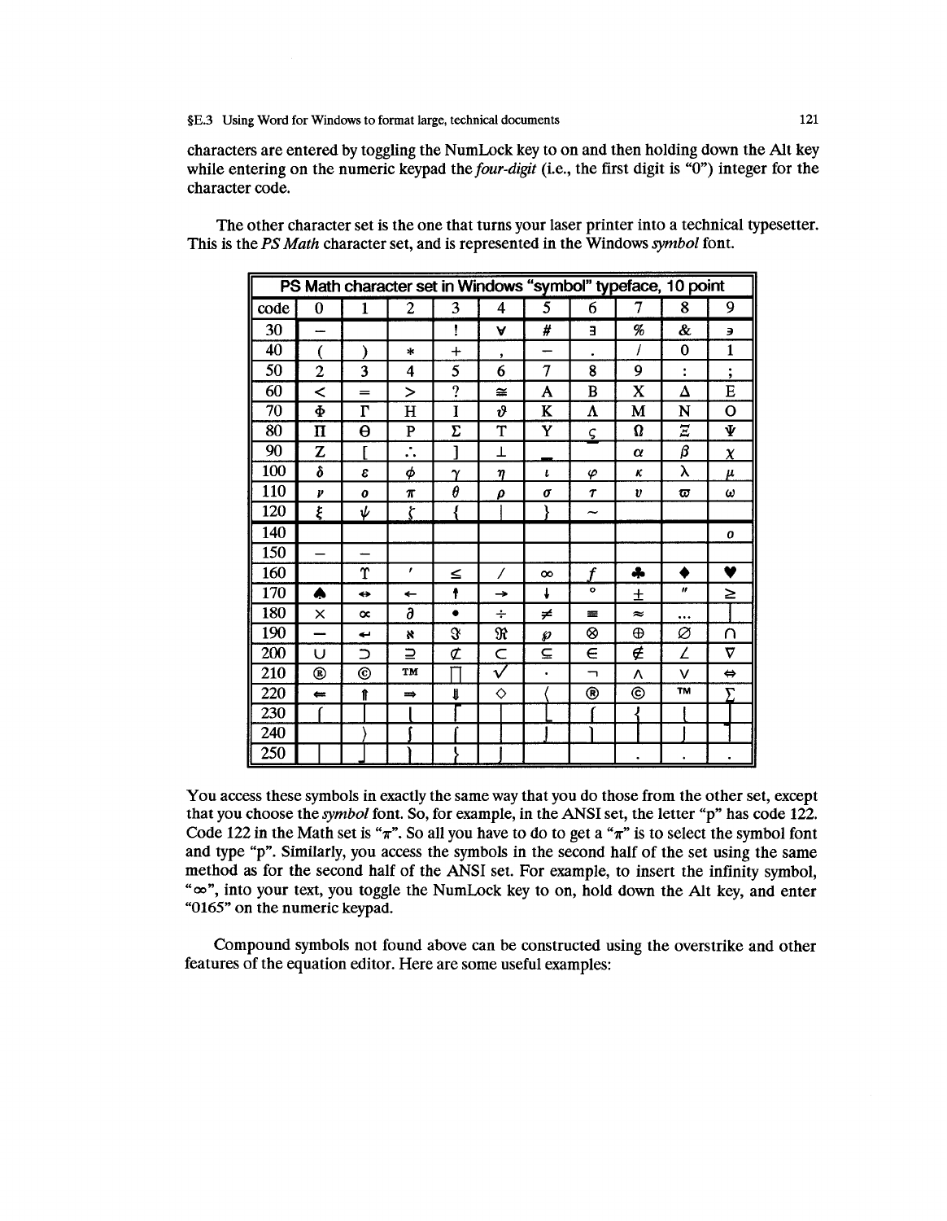characters are entered by toggling the NumLock key to on and then holding down the Alt key while entering on the numeric keypad the *four-digit* (i.e., the first digit is "0") integer for the character code.

The other character set is the one that turns your laser printer into a technical typesetter. This is the *PS Math* character set, and is represented in the Windows *symbol* font.

| PS Math character set in Windows "symbol" typeface, 10 point | | | | | | | | | | |
|---|---|---|---|---|---|---|---|---|---|---|
| code | 0 | 1 | 2 | 3 | 4 | 5 | 6 | 7 | 8 | 9 |
| 30 | – | | | ! | ∀ | # | ∃ | % | & | ∍ |
| 40 | ( | ) | * | + | , | − | . | / | 0 | 1 |
| 50 | 2 | 3 | 4 | 5 | 6 | 7 | 8 | 9 | : | ; |
| 60 | < | = | > | ? | ≅ | Α | Β | Χ | Δ | Ε |
| 70 | Φ | Γ | Η | Ι | ϑ | Κ | Λ | Μ | Ν | Ο |
| 80 | Π | Θ | Ρ | Σ | Τ | Υ | ς | Ω | Ξ | Ψ |
| 90 | Ζ | [ | ∴ | ] | ⊥ | _ | | α | β | χ |
| 100 | δ | ε | φ | γ | η | ι | φ | κ | λ | μ |
| 110 | ν | ο | π | θ | ρ | σ | τ | υ | ϖ | ω |
| 120 | ξ | ψ | ζ | { | \| | } | ~ | | | |
| 140 | | | | | | | | | | o |
| 150 | – | – | | | | | | | | |
| 160 | | ϒ | ′ | ≤ | ⁄ | ∞ | ƒ | ♣ | ♦ | ♥ |
| 170 | ♠ | ↔ | ← | ↑ | → | ↓ | ° | ± | ″ | ≥ |
| 180 | × | ∝ | ∂ | • | ÷ | ≠ | ≡ | ≈ | … | ⏐ |
| 190 | ⎯ | ↵ | ℵ | ℑ | ℜ | ℘ | ⊗ | ⊕ | ∅ | ∩ |
| 200 | ∪ | ⊃ | ⊇ | ⊄ | ⊂ | ⊆ | ∈ | ∉ | ∠ | ∇ |
| 210 | ® | © | ™ | ∏ | √ | ⋅ | ¬ | ∧ | ∨ | ⇔ |
| 220 | ⇐ | ⇑ | ⇒ | ⇓ | ◊ | 〈 | ® | © | ™ | ∑ |
| 230 | ⎛ | ⎜ | ⎝ | ⎡ | ⎢ | ⎣ | ⎧ | ⎨ | ⎩ | ⎪ |
| 240 | | 〉 | ∫ | ⌠ | ⎮ | ⌡ | ⎞ | ⎟ | ⎠ | ⎤ |
| 250 | ⎥ | ⎦ | ⎫ | ⎬ | ⎭ | | | . | . | . |

You access these symbols in exactly the same way that you do those from the other set, except that you choose the *symbol* font. So, for example, in the ANSI set, the letter "p" has code 122. Code 122 in the Math set is "$\pi$". So all you have to do to get a "$\pi$" is to select the symbol font and type "p". Similarly, you access the symbols in the second half of the set using the same method as for the second half of the ANSI set. For example, to insert the infinity symbol, "$\infty$", into your text, you toggle the NumLock key to on, hold down the Alt key, and enter "0165" on the numeric keypad.

Compound symbols not found above can be constructed using the overstrike and other features of the equation editor. Here are some useful examples: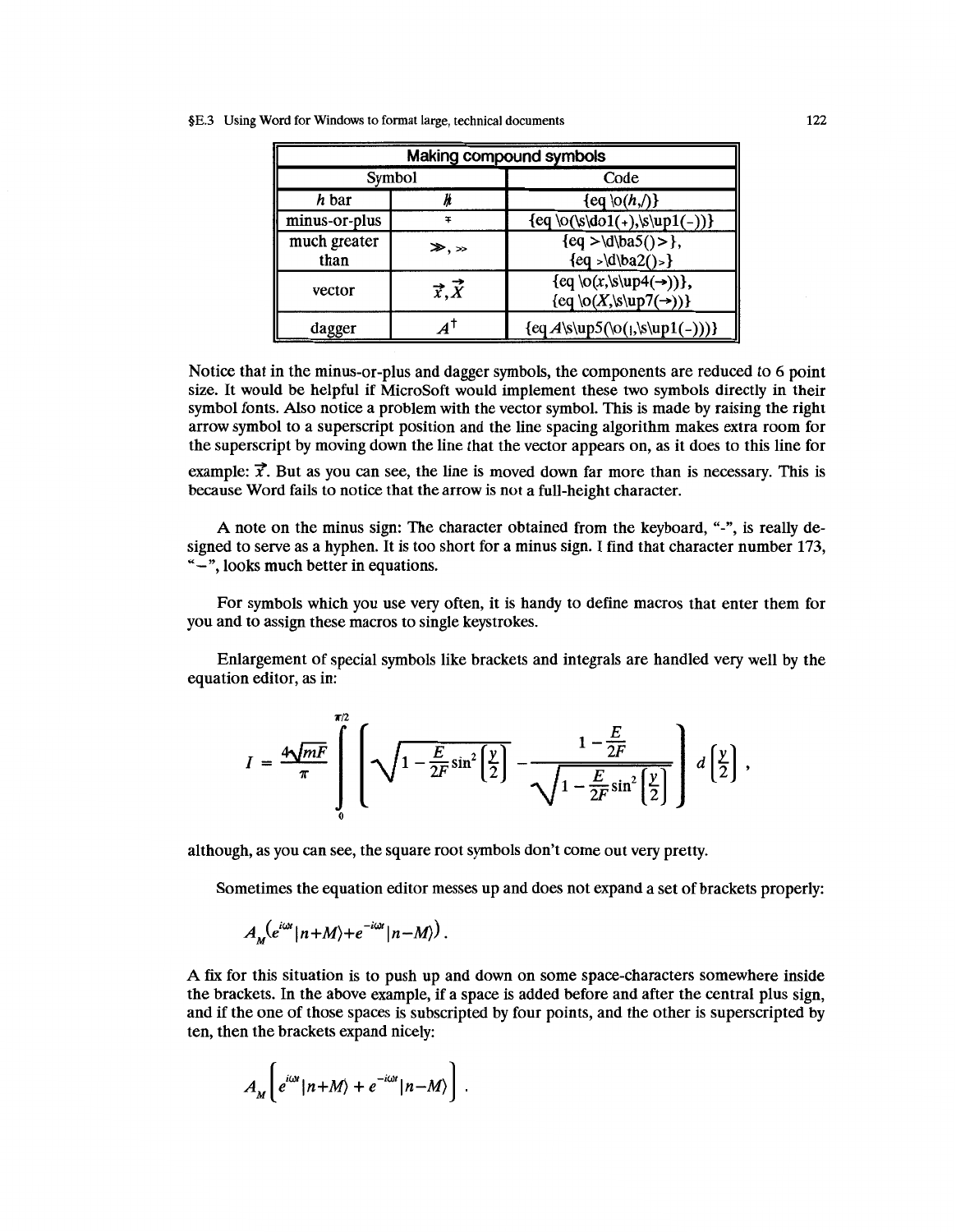| Making compound symbols | | |
|---|---|---|
| Symbol | | Code |
| *h* bar | $\hbar$ | {eq \o(*h*,/)} |
| minus-or-plus | $\mp$ | {eq \o(\s\do1(+),\s\up1(-))} |
| much greater than | $\gg$, $\gg$ | {eq >\d\ba5()>}, {eq >\d\ba2()>} |
| vector | $\vec{x}, \vec{X}$ | {eq \o(*x*,\s\up4(→))}, {eq \o(*X*,\s\up7(→))} |
| dagger | $A^{\dagger}$ | {eq*A*\s\up5(\o(ı,\s\up1(-)))} |

Notice that in the minus-or-plus and dagger symbols, the components are reduced to 6 point size. It would be helpful if MicroSoft would implement these two symbols directly in their symbol fonts. Also notice a problem with the vector symbol. This is made by raising the right arrow symbol to a superscript position and the line spacing algorithm makes extra room for the superscript by moving down the line that the vector appears on, as it does to this line for example: $\vec{x}$. But as you can see, the line is moved down far more than is necessary. This is because Word fails to notice that the arrow is not a full-height character.

A note on the minus sign: The character obtained from the keyboard, "-", is really designed to serve as a hyphen. It is too short for a minus sign. I find that character number 173, "−", looks much better in equations.

For symbols which you use very often, it is handy to define macros that enter them for you and to assign these macros to single keystrokes.

Enlargement of special symbols like brackets and integrals are handled very well by the equation editor, as in:

$$I = \frac{4\sqrt{mF}}{\pi}\int_0^{\pi/2}\left(\sqrt{1-\frac{E}{2F}\sin^2\left[\frac{y}{2}\right]} - \frac{1-\frac{E}{2F}}{\sqrt{1-\frac{E}{2F}\sin^2\left[\frac{y}{2}\right]}}\right) d\left[\frac{y}{2}\right],$$

although, as you can see, the square root symbols don't come out very pretty.

Sometimes the equation editor messes up and does not expand a set of brackets properly:

$$A_M(e^{i\omega t}|n+M\rangle+e^{-i\omega t}|n-M\rangle).$$

A fix for this situation is to push up and down on some space-characters somewhere inside the brackets. In the above example, if a space is added before and after the central plus sign, and if the one of those spaces is subscripted by four points, and the other is superscripted by ten, then the brackets expand nicely:

$$A_M\left(e^{i\omega t}|n+M\rangle + e^{-i\omega t}|n-M\rangle\right).$$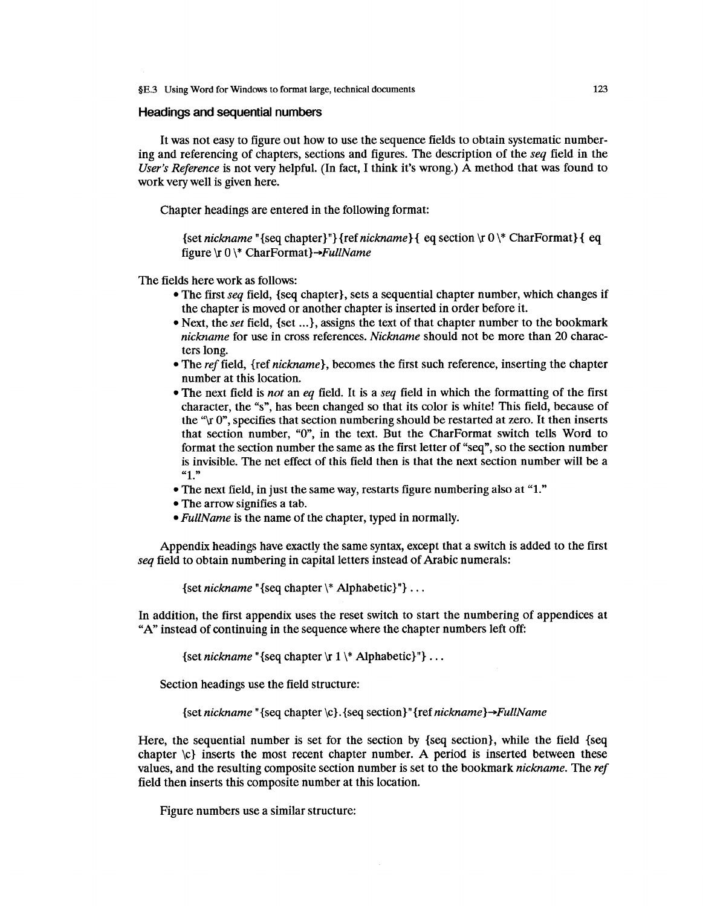## Headings and sequential numbers

It was not easy to figure out how to use the sequence fields to obtain systematic numbering and referencing of chapters, sections and figures. The description of the *seq* field in the *User's Reference* is not very helpful. (In fact, I think it's wrong.) A method that was found to work very well is given here.

Chapter headings are entered in the following format:

> {set *nickname* "{seq chapter}"}{ref *nickname*}{ eq section \r 0 \* CharFormat}{ eq figure \r 0 \* CharFormat}→*FullName*

The fields here work as follows:

- The first *seq* field, {seq chapter}, sets a sequential chapter number, which changes if the chapter is moved or another chapter is inserted in order before it.
- Next, the *set* field, {set ...}, assigns the text of that chapter number to the bookmark *nickname* for use in cross references. *Nickname* should not be more than 20 characters long.
- The *ref* field, {ref *nickname*}, becomes the first such reference, inserting the chapter number at this location.
- The next field is *not* an *eq* field. It is a *seq* field in which the formatting of the first character, the "s", has been changed so that its color is white! This field, because of the "\r 0", specifies that section numbering should be restarted at zero. It then inserts that section number, "0", in the text. But the CharFormat switch tells Word to format the section number the same as the first letter of "seq", so the section number is invisible. The net effect of this field then is that the next section number will be a "1."
- The next field, in just the same way, restarts figure numbering also at "1."
- The arrow signifies a tab.
- *FullName* is the name of the chapter, typed in normally.

Appendix headings have exactly the same syntax, except that a switch is added to the first *seq* field to obtain numbering in capital letters instead of Arabic numerals:

> {set *nickname* "{seq chapter \* Alphabetic}"} . . .

In addition, the first appendix uses the reset switch to start the numbering of appendices at "A" instead of continuing in the sequence where the chapter numbers left off:

> {set *nickname* "{seq chapter \r 1 \* Alphabetic}"} . . .

Section headings use the field structure:

> {set *nickname* "{seq chapter \c}.{seq section}"{ref *nickname*}→*FullName*

Here, the sequential number is set for the section by {seq section}, while the field {seq chapter \c} inserts the most recent chapter number. A period is inserted between these values, and the resulting composite section number is set to the bookmark *nickname*. The *ref* field then inserts this composite number at this location.

Figure numbers use a similar structure: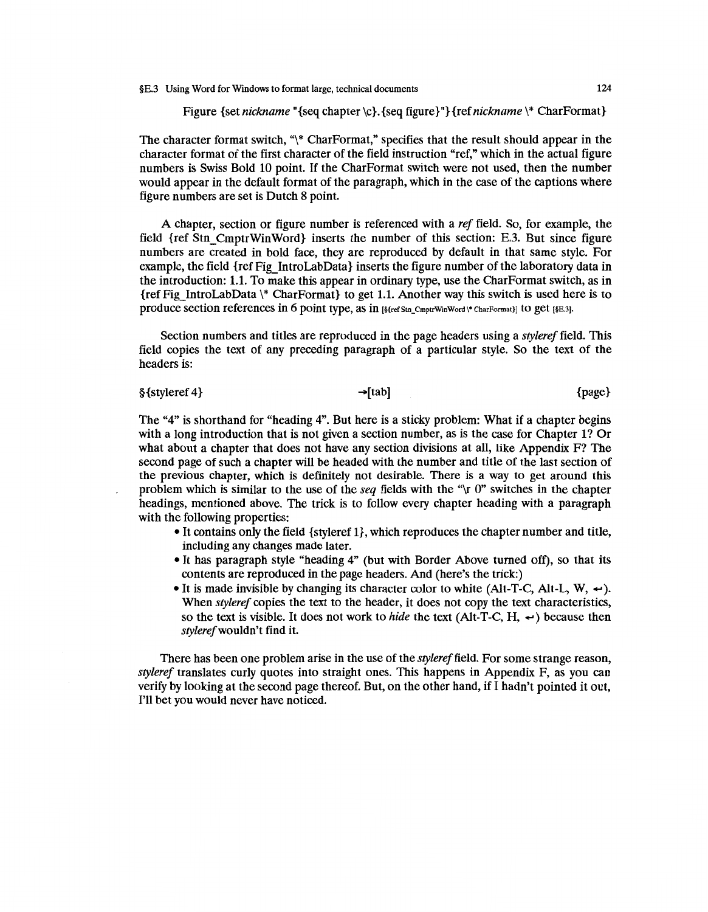Figure {set *nickname* "{seq chapter \c}.{seq figure}"}{ref *nickname* \* CharFormat}

The character format switch, "\* CharFormat," specifies that the result should appear in the character format of the first character of the field instruction "ref," which in the actual figure numbers is Swiss Bold 10 point. If the CharFormat switch were not used, then the number would appear in the default format of the paragraph, which in the case of the captions where figure numbers are set is Dutch 8 point.

A chapter, section or figure number is referenced with a *ref* field. So, for example, the field {ref Stn_CmptrWinWord} inserts the number of this section: E.3. But since figure numbers are created in bold face, they are reproduced by default in that same style. For example, the field {ref Fig_IntroLabData} inserts the figure number of the laboratory data in the introduction: **1.1**. To make this appear in ordinary type, use the CharFormat switch, as in {ref Fig_IntroLabData \* CharFormat} to get 1.1. Another way this switch is used here is to produce section references in 6 point type, as in [§{ref Stn_CmptrWinWord \* CharFormat}] to get [§E.3].

Section numbers and titles are reproduced in the page headers using a *styleref* field. This field copies the text of any preceding paragraph of a particular style. So the text of the headers is:

§{styleref 4} →[tab] {page}

The "4" is shorthand for "heading 4". But here is a sticky problem: What if a chapter begins with a long introduction that is not given a section number, as is the case for Chapter 1? Or what about a chapter that does not have any section divisions at all, like Appendix F? The second page of such a chapter will be headed with the number and title of the last section of the previous chapter, which is definitely not desirable. There is a way to get around this problem which is similar to the use of the *seq* fields with the "\r 0" switches in the chapter headings, mentioned above. The trick is to follow every chapter heading with a paragraph with the following properties:

- It contains only the field {styleref 1}, which reproduces the chapter number and title, including any changes made later.
- It has paragraph style "heading 4" (but with Border Above turned off), so that its contents are reproduced in the page headers. And (here's the trick:)
- It is made invisible by changing its character color to white (Alt-T-C, Alt-L, W, ↵). When *styleref* copies the text to the header, it does not copy the text characteristics, so the text is visible. It does not work to *hide* the text (Alt-T-C, H, ↵) because then *styleref* wouldn't find it.

There has been one problem arise in the use of the *styleref* field. For some strange reason, *styleref* translates curly quotes into straight ones. This happens in Appendix F, as you can verify by looking at the second page thereof. But, on the other hand, if I hadn't pointed it out, I'll bet you would never have noticed.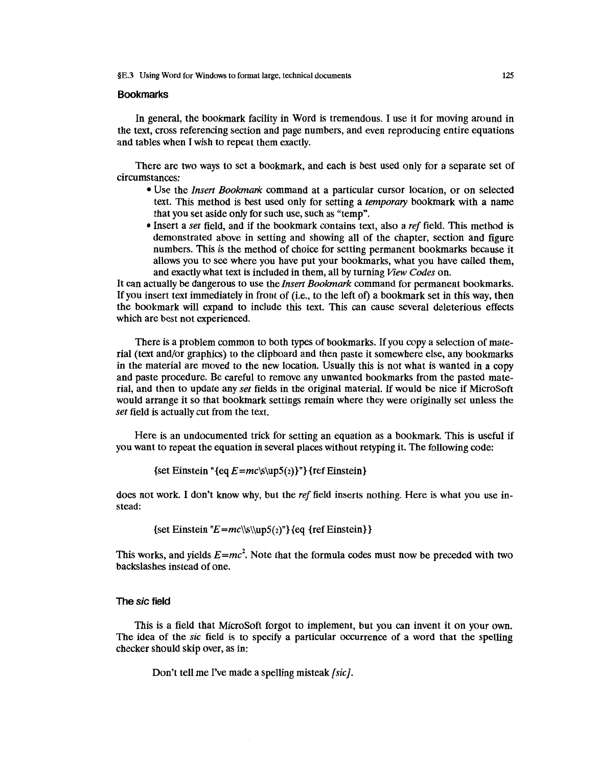## Bookmarks

In general, the bookmark facility in Word is tremendous. I use it for moving around in the text, cross referencing section and page numbers, and even reproducing entire equations and tables when I wish to repeat them exactly.

There are two ways to set a bookmark, and each is best used only for a separate set of circumstances:

- Use the *Insert Bookmark* command at a particular cursor location, or on selected text. This method is best used only for setting a *temporary* bookmark with a name that you set aside only for such use, such as "temp".
- Insert a *set* field, and if the bookmark contains text, also a *ref* field. This method is demonstrated above in setting and showing all of the chapter, section and figure numbers. This is the method of choice for setting permanent bookmarks because it allows you to see where you have put your bookmarks, what you have called them, and exactly what text is included in them, all by turning *View Codes* on.

It can actually be dangerous to use the *Insert Bookmark* command for permanent bookmarks. If you insert text immediately in front of (i.e., to the left of) a bookmark set in this way, then the bookmark will expand to include this text. This can cause several deleterious effects which are best not experienced.

There is a problem common to both types of bookmarks. If you copy a selection of material (text and/or graphics) to the clipboard and then paste it somewhere else, any bookmarks in the material are moved to the new location. Usually this is not what is wanted in a copy and paste procedure. Be careful to remove any unwanted bookmarks from the pasted material, and then to update any *set* fields in the original material. If would be nice if MicroSoft would arrange it so that bookmark settings remain where they were originally set unless the *set* field is actually cut from the text.

Here is an undocumented trick for setting an equation as a bookmark. This is useful if you want to repeat the equation in several places without retyping it. The following code:

```
{set Einstein "{eq E=mc\s\up5(2)}"}{ref Einstein}
```

does not work. I don't know why, but the *ref* field inserts nothing. Here is what you use instead:

```
{set Einstein "E=mc\\s\\up5(2)"}{eq {ref Einstein}}
```

This works, and yields $E=mc^2$. Note that the formula codes must now be preceded with two backslashes instead of one.

## The *sic* field

This is a field that MicroSoft forgot to implement, but you can invent it on your own. The idea of the *sic* field is to specify a particular occurrence of a word that the spelling checker should skip over, as in:

> Don't tell me I've made a spelling misteak *[sic]*.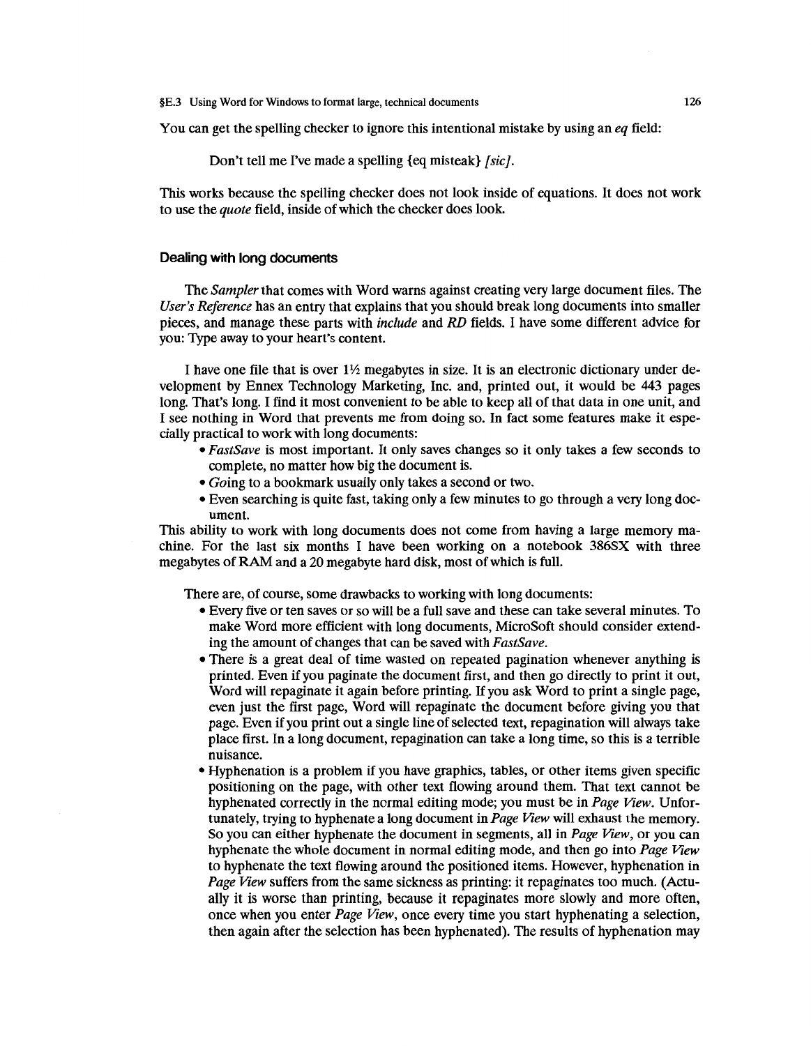You can get the spelling checker to ignore this intentional mistake by using an *eq* field:

> Don't tell me I've made a spelling {eq misteak} *[sic]*.

This works because the spelling checker does not look inside of equations. It does not work to use the *quote* field, inside of which the checker does look.

### Dealing with long documents

The *Sampler* that comes with Word warns against creating very large document files. The *User's Reference* has an entry that explains that you should break long documents into smaller pieces, and manage these parts with *include* and *RD* fields. I have some different advice for you: Type away to your heart's content.

I have one file that is over 1½ megabytes in size. It is an electronic dictionary under development by Ennex Technology Marketing, Inc. and, printed out, it would be 443 pages long. That's long. I find it most convenient to be able to keep all of that data in one unit, and I see nothing in Word that prevents me from doing so. In fact some features make it especially practical to work with long documents:

- *FastSave* is most important. It only saves changes so it only takes a few seconds to complete, no matter how big the document is.
- *Going* to a bookmark usually only takes a second or two.
- Even searching is quite fast, taking only a few minutes to go through a very long document.

This ability to work with long documents does not come from having a large memory machine. For the last six months I have been working on a notebook 386SX with three megabytes of RAM and a 20 megabyte hard disk, most of which is full.

There are, of course, some drawbacks to working with long documents:

- Every five or ten saves or so will be a full save and these can take several minutes. To make Word more efficient with long documents, MicroSoft should consider extending the amount of changes that can be saved with *FastSave*.
- There is a great deal of time wasted on repeated pagination whenever anything is printed. Even if you paginate the document first, and then go directly to print it out, Word will repaginate it again before printing. If you ask Word to print a single page, even just the first page, Word will repaginate the document before giving you that page. Even if you print out a single line of selected text, repagination will always take place first. In a long document, repagination can take a long time, so this is a terrible nuisance.
- Hyphenation is a problem if you have graphics, tables, or other items given specific positioning on the page, with other text flowing around them. That text cannot be hyphenated correctly in the normal editing mode; you must be in *Page View*. Unfortunately, trying to hyphenate a long document in *Page View* will exhaust the memory. So you can either hyphenate the document in segments, all in *Page View*, or you can hyphenate the whole document in normal editing mode, and then go into *Page View* to hyphenate the text flowing around the positioned items. However, hyphenation in *Page View* suffers from the same sickness as printing: it repaginates too much. (Actually it is worse than printing, because it repaginates more slowly and more often, once when you enter *Page View*, once every time you start hyphenating a selection, then again after the selection has been hyphenated). The results of hyphenation may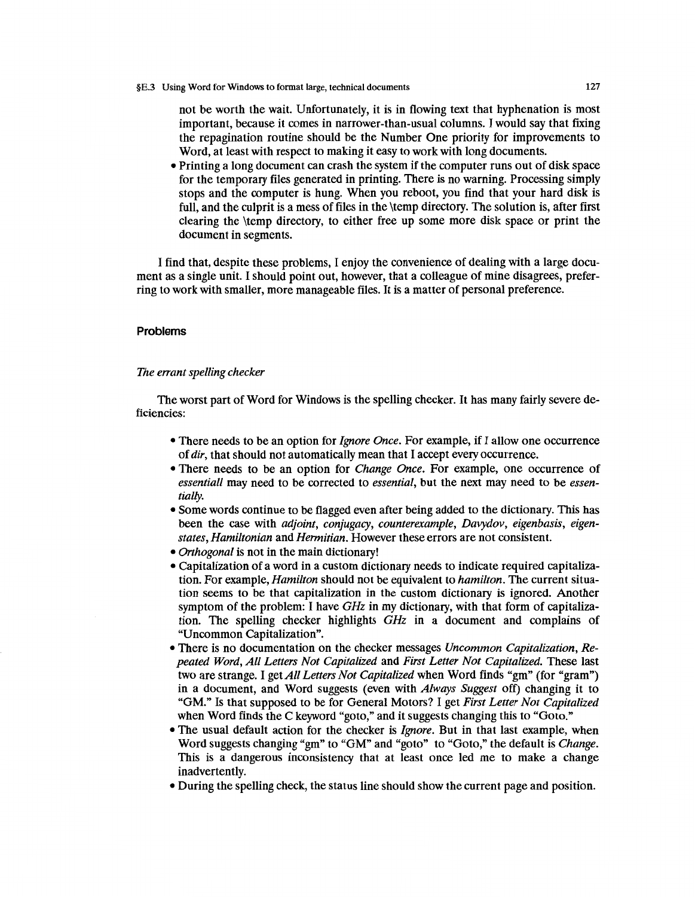not be worth the wait. Unfortunately, it is in flowing text that hyphenation is most important, because it comes in narrower-than-usual columns. I would say that fixing the repagination routine should be the Number One priority for improvements to Word, at least with respect to making it easy to work with long documents.

- Printing a long document can crash the system if the computer runs out of disk space for the temporary files generated in printing. There is no warning. Processing simply stops and the computer is hung. When you reboot, you find that your hard disk is full, and the culprit is a mess of files in the \temp directory. The solution is, after first clearing the \temp directory, to either free up some more disk space or print the document in segments.

I find that, despite these problems, I enjoy the convenience of dealing with a large document as a single unit. I should point out, however, that a colleague of mine disagrees, preferring to work with smaller, more manageable files. It is a matter of personal preference.

### Problems

#### *The errant spelling checker*

The worst part of Word for Windows is the spelling checker. It has many fairly severe deficiencies:

- There needs to be an option for *Ignore Once*. For example, if I allow one occurrence of *dir*, that should not automatically mean that I accept every occurrence.
- There needs to be an option for *Change Once*. For example, one occurrence of *essentiall* may need to be corrected to *essential*, but the next may need to be *essentially*.
- Some words continue to be flagged even after being added to the dictionary. This has been the case with *adjoint*, *conjugacy*, *counterexample*, *Davydov*, *eigenbasis*, *eigenstates*, *Hamiltonian* and *Hermitian*. However these errors are not consistent.
- *Orthogonal* is not in the main dictionary!
- Capitalization of a word in a custom dictionary needs to indicate required capitalization. For example, *Hamilton* should not be equivalent to *hamilton*. The current situation seems to be that capitalization in the custom dictionary is ignored. Another symptom of the problem: I have *GHz* in my dictionary, with that form of capitalization. The spelling checker highlights *GHz* in a document and complains of "Uncommon Capitalization".
- There is no documentation on the checker messages *Uncommon Capitalization*, *Repeated Word*, *All Letters Not Capitalized* and *First Letter Not Capitalized*. These last two are strange. I get *All Letters Not Capitalized* when Word finds "gm" (for "gram") in a document, and Word suggests (even with *Always Suggest* off) changing it to "GM." Is that supposed to be for General Motors? I get *First Letter Not Capitalized* when Word finds the C keyword "goto," and it suggests changing this to "Goto."
- The usual default action for the checker is *Ignore*. But in that last example, when Word suggests changing "gm" to "GM" and "goto" to "Goto," the default is *Change*. This is a dangerous inconsistency that at least once led me to make a change inadvertently.
- During the spelling check, the status line should show the current page and position.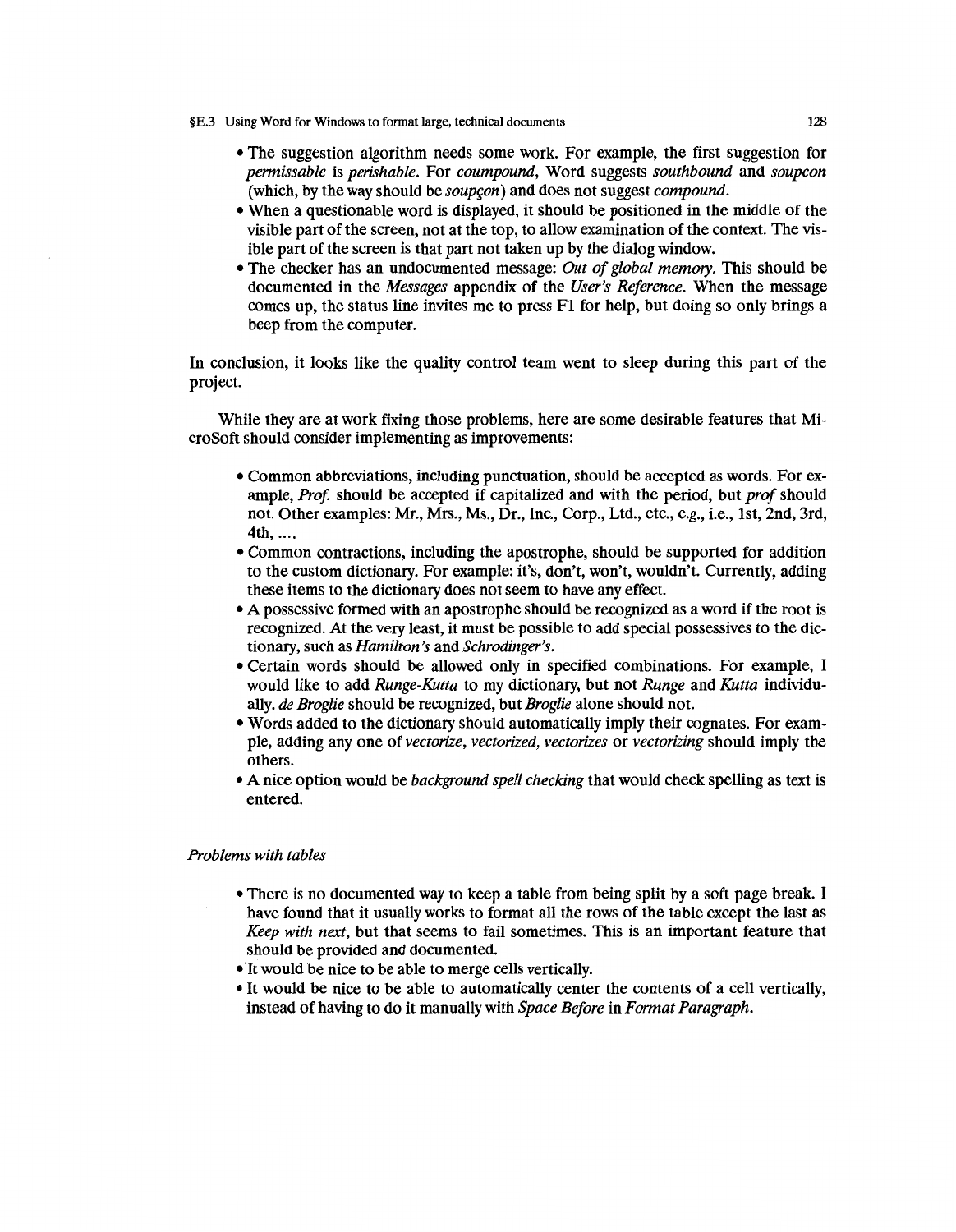- The suggestion algorithm needs some work. For example, the first suggestion for *permissable* is *perishable*. For *coumpound*, Word suggests *southbound* and *soupcon* (which, by the way should be *soupçon*) and does not suggest *compound*.
- When a questionable word is displayed, it should be positioned in the middle of the visible part of the screen, not at the top, to allow examination of the context. The visible part of the screen is that part not taken up by the dialog window.
- The checker has an undocumented message: *Out of global memory*. This should be documented in the *Messages* appendix of the *User's Reference*. When the message comes up, the status line invites me to press F1 for help, but doing so only brings a beep from the computer.

In conclusion, it looks like the quality control team went to sleep during this part of the project.

While they are at work fixing those problems, here are some desirable features that MicroSoft should consider implementing as improvements:

- Common abbreviations, including punctuation, should be accepted as words. For example, *Prof.* should be accepted if capitalized and with the period, but *prof* should not. Other examples: Mr., Mrs., Ms., Dr., Inc., Corp., Ltd., etc., e.g., i.e., 1st, 2nd, 3rd, 4th, ....
- Common contractions, including the apostrophe, should be supported for addition to the custom dictionary. For example: it's, don't, won't, wouldn't. Currently, adding these items to the dictionary does not seem to have any effect.
- A possessive formed with an apostrophe should be recognized as a word if the root is recognized. At the very least, it must be possible to add special possessives to the dictionary, such as *Hamilton's* and *Schrodinger's*.
- Certain words should be allowed only in specified combinations. For example, I would like to add *Runge-Kutta* to my dictionary, but not *Runge* and *Kutta* individually. *de Broglie* should be recognized, but *Broglie* alone should not.
- Words added to the dictionary should automatically imply their cognates. For example, adding any one of *vectorize*, *vectorized*, *vectorizes* or *vectorizing* should imply the others.
- A nice option would be *background spell checking* that would check spelling as text is entered.

*Problems with tables*

- There is no documented way to keep a table from being split by a soft page break. I have found that it usually works to format all the rows of the table except the last as *Keep with next*, but that seems to fail sometimes. This is an important feature that should be provided and documented.
- It would be nice to be able to merge cells vertically.
- It would be nice to be able to automatically center the contents of a cell vertically, instead of having to do it manually with *Space Before* in *Format Paragraph*.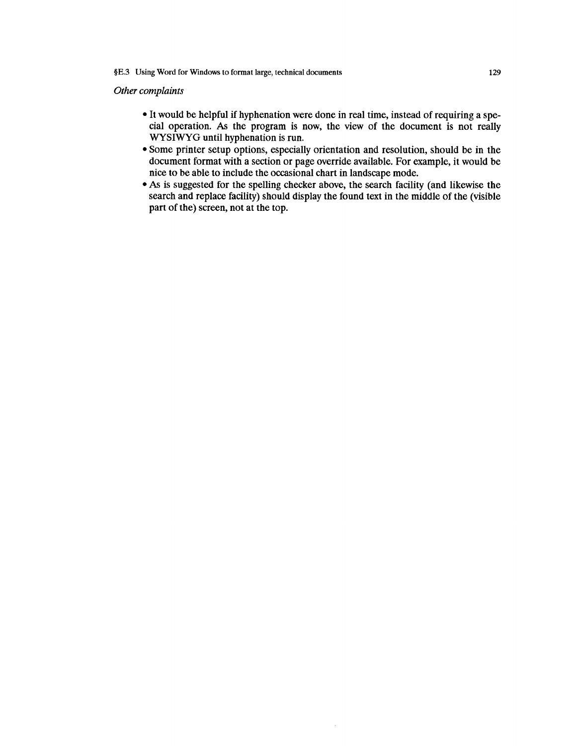*Other complaints*

- It would be helpful if hyphenation were done in real time, instead of requiring a special operation. As the program is now, the view of the document is not really WYSIWYG until hyphenation is run.
- Some printer setup options, especially orientation and resolution, should be in the document format with a section or page override available. For example, it would be nice to be able to include the occasional chart in landscape mode.
- As is suggested for the spelling checker above, the search facility (and likewise the search and replace facility) should display the found text in the middle of the (visible part of the) screen, not at the top.